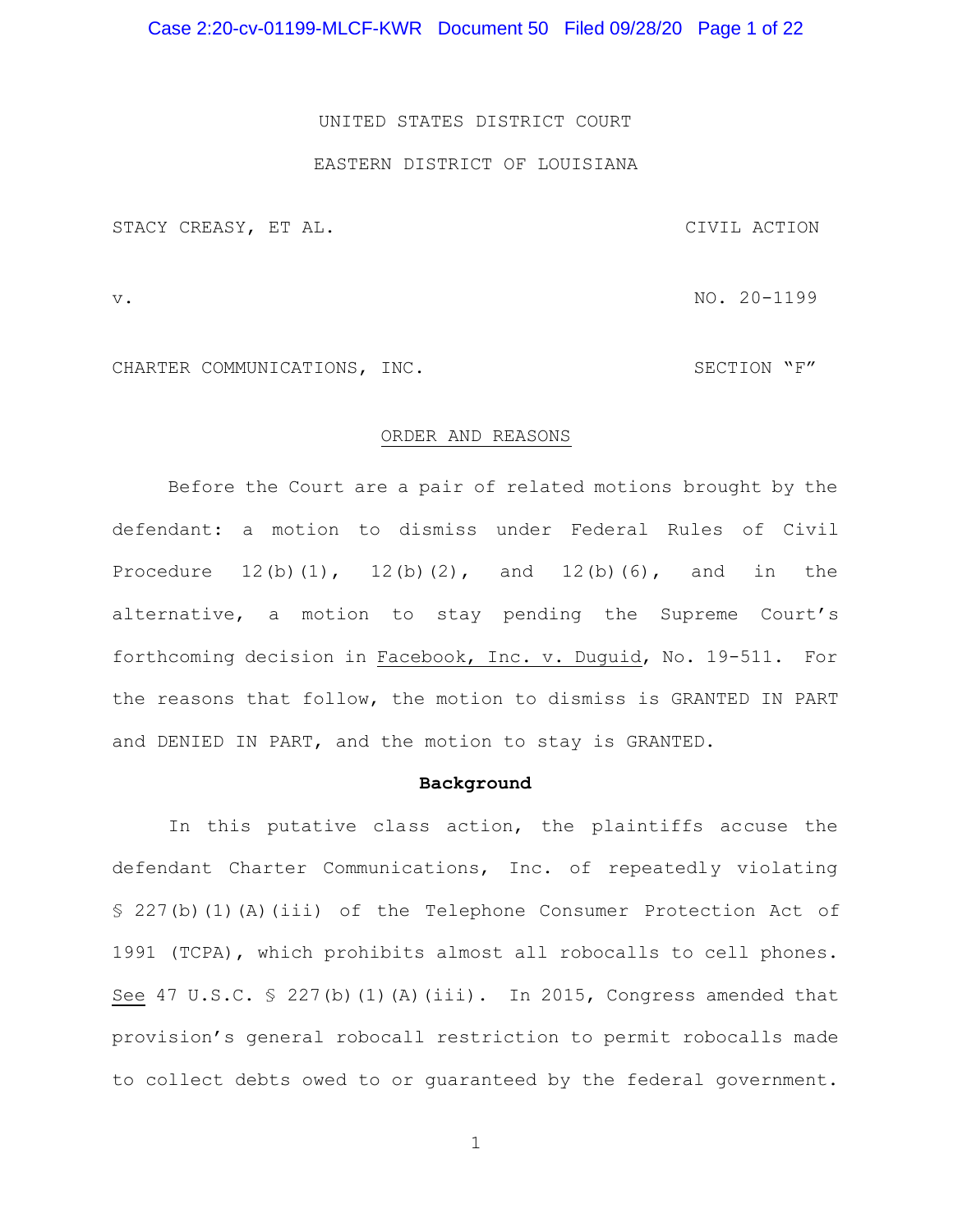UNITED STATES DISTRICT COURT

EASTERN DISTRICT OF LOUISIANA

| | |
|---|---|
| STACY CREASY, ET AL. | CIVIL ACTION |
| v. | NO. 20-1199 |
| CHARTER COMMUNICATIONS, INC. | SECTION "F" |

ORDER AND REASONS

Before the Court are a pair of related motions brought by the defendant: a motion to dismiss under Federal Rules of Civil Procedure 12(b)(1), 12(b)(2), and 12(b)(6), and in the alternative, a motion to stay pending the Supreme Court's forthcoming decision in Facebook, Inc. v. Duguid, No. 19-511. For the reasons that follow, the motion to dismiss is GRANTED IN PART and DENIED IN PART, and the motion to stay is GRANTED.

**Background**

In this putative class action, the plaintiffs accuse the defendant Charter Communications, Inc. of repeatedly violating § 227(b)(1)(A)(iii) of the Telephone Consumer Protection Act of 1991 (TCPA), which prohibits almost all robocalls to cell phones. See 47 U.S.C. § 227(b)(1)(A)(iii). In 2015, Congress amended that provision's general robocall restriction to permit robocalls made to collect debts owed to or guaranteed by the federal government.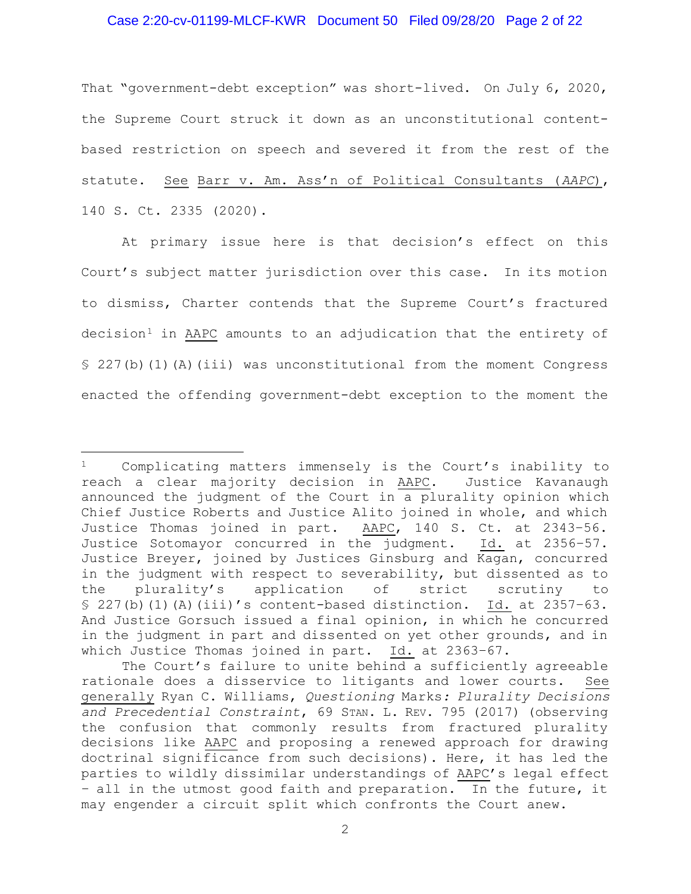That "government-debt exception" was short-lived. On July 6, 2020, the Supreme Court struck it down as an unconstitutional content-based restriction on speech and severed it from the rest of the statute. See Barr v. Am. Ass'n of Political Consultants (*AAPC*), 140 S. Ct. 2335 (2020).

At primary issue here is that decision's effect on this Court's subject matter jurisdiction over this case. In its motion to dismiss, Charter contends that the Supreme Court's fractured decision[1] in AAPC amounts to an adjudication that the entirety of § 227(b)(1)(A)(iii) was unconstitutional from the moment Congress enacted the offending government-debt exception to the moment the

---

[1] Complicating matters immensely is the Court's inability to reach a clear majority decision in AAPC. Justice Kavanaugh announced the judgment of the Court in a plurality opinion which Chief Justice Roberts and Justice Alito joined in whole, and which Justice Thomas joined in part. AAPC, 140 S. Ct. at 2343–56. Justice Sotomayor concurred in the judgment. Id. at 2356–57. Justice Breyer, joined by Justices Ginsburg and Kagan, concurred in the judgment with respect to severability, but dissented as to the plurality's application of strict scrutiny to § 227(b)(1)(A)(iii)'s content-based distinction. Id. at 2357–63. And Justice Gorsuch issued a final opinion, in which he concurred in the judgment in part and dissented on yet other grounds, and in which Justice Thomas joined in part. Id. at 2363–67.

The Court's failure to unite behind a sufficiently agreeable rationale does a disservice to litigants and lower courts. See generally Ryan C. Williams, *Questioning* Marks*: Plurality Decisions and Precedential Constraint*, 69 STAN. L. REV. 795 (2017) (observing the confusion that commonly results from fractured plurality decisions like AAPC and proposing a renewed approach for drawing doctrinal significance from such decisions). Here, it has led the parties to wildly dissimilar understandings of AAPC's legal effect – all in the utmost good faith and preparation. In the future, it may engender a circuit split which confronts the Court anew.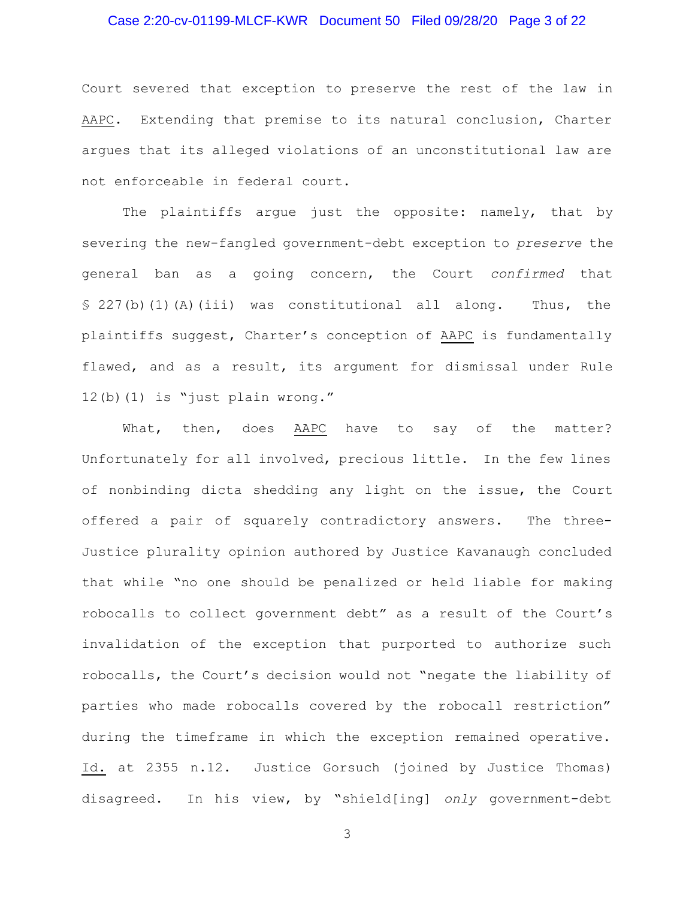Court severed that exception to preserve the rest of the law in AAPC. Extending that premise to its natural conclusion, Charter argues that its alleged violations of an unconstitutional law are not enforceable in federal court.

The plaintiffs argue just the opposite: namely, that by severing the new-fangled government-debt exception to *preserve* the general ban as a going concern, the Court *confirmed* that § 227(b)(1)(A)(iii) was constitutional all along. Thus, the plaintiffs suggest, Charter's conception of AAPC is fundamentally flawed, and as a result, its argument for dismissal under Rule 12(b)(1) is "just plain wrong."

What, then, does AAPC have to say of the matter? Unfortunately for all involved, precious little. In the few lines of nonbinding dicta shedding any light on the issue, the Court offered a pair of squarely contradictory answers. The three-Justice plurality opinion authored by Justice Kavanaugh concluded that while "no one should be penalized or held liable for making robocalls to collect government debt" as a result of the Court's invalidation of the exception that purported to authorize such robocalls, the Court's decision would not "negate the liability of parties who made robocalls covered by the robocall restriction" during the timeframe in which the exception remained operative. Id. at 2355 n.12. Justice Gorsuch (joined by Justice Thomas) disagreed. In his view, by "shield[ing] *only* government-debt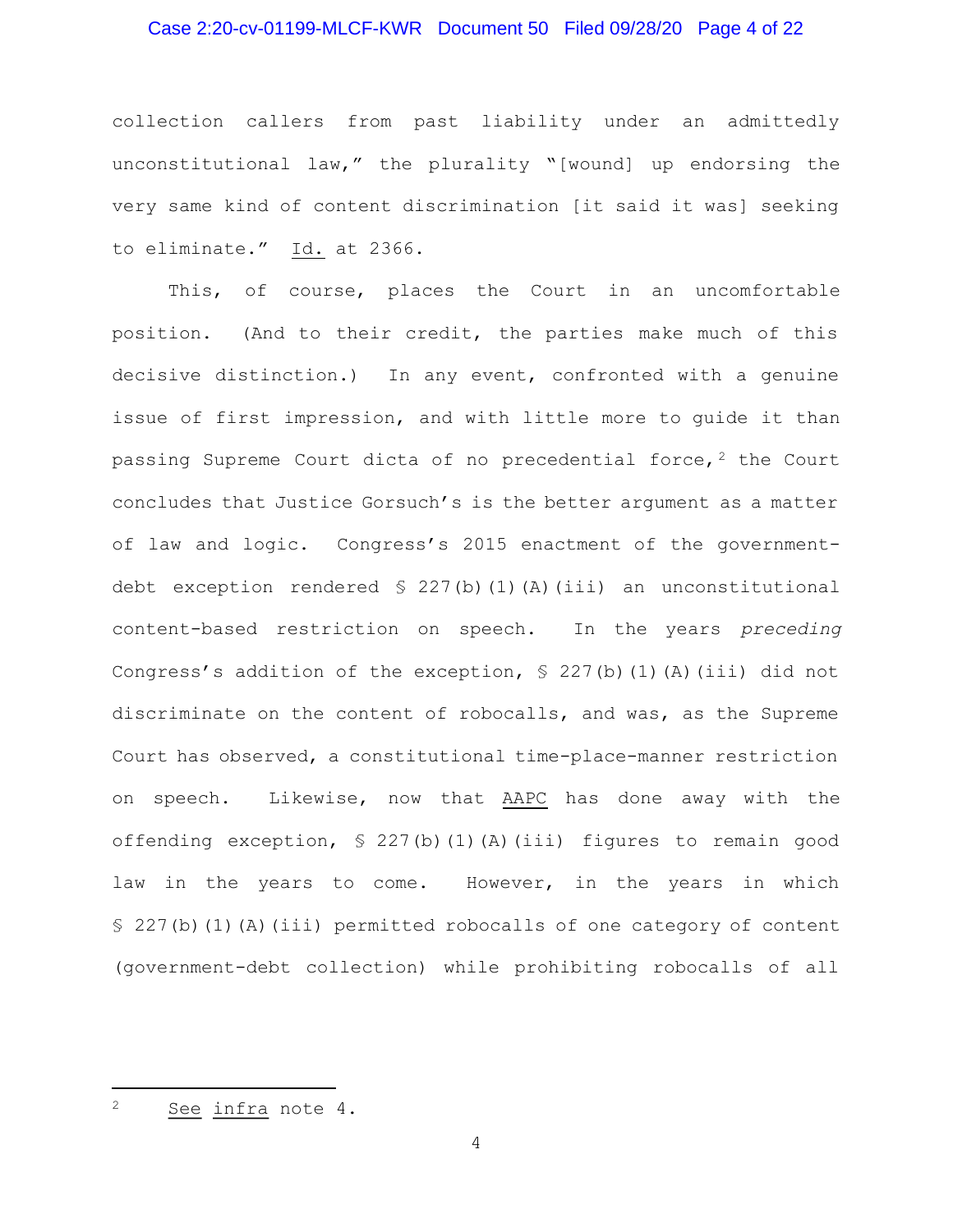collection callers from past liability under an admittedly unconstitutional law," the plurality "[wound] up endorsing the very same kind of content discrimination [it said it was] seeking to eliminate." Id. at 2366.

This, of course, places the Court in an uncomfortable position. (And to their credit, the parties make much of this decisive distinction.) In any event, confronted with a genuine issue of first impression, and with little more to guide it than passing Supreme Court dicta of no precedential force,[2] the Court concludes that Justice Gorsuch's is the better argument as a matter of law and logic. Congress's 2015 enactment of the government-debt exception rendered § 227(b)(1)(A)(iii) an unconstitutional content-based restriction on speech. In the years *preceding* Congress's addition of the exception, § 227(b)(1)(A)(iii) did not discriminate on the content of robocalls, and was, as the Supreme Court has observed, a constitutional time-place-manner restriction on speech. Likewise, now that AAPC has done away with the offending exception, § 227(b)(1)(A)(iii) figures to remain good law in the years to come. However, in the years in which § 227(b)(1)(A)(iii) permitted robocalls of one category of content (government-debt collection) while prohibiting robocalls of all

---

[2] See infra note 4.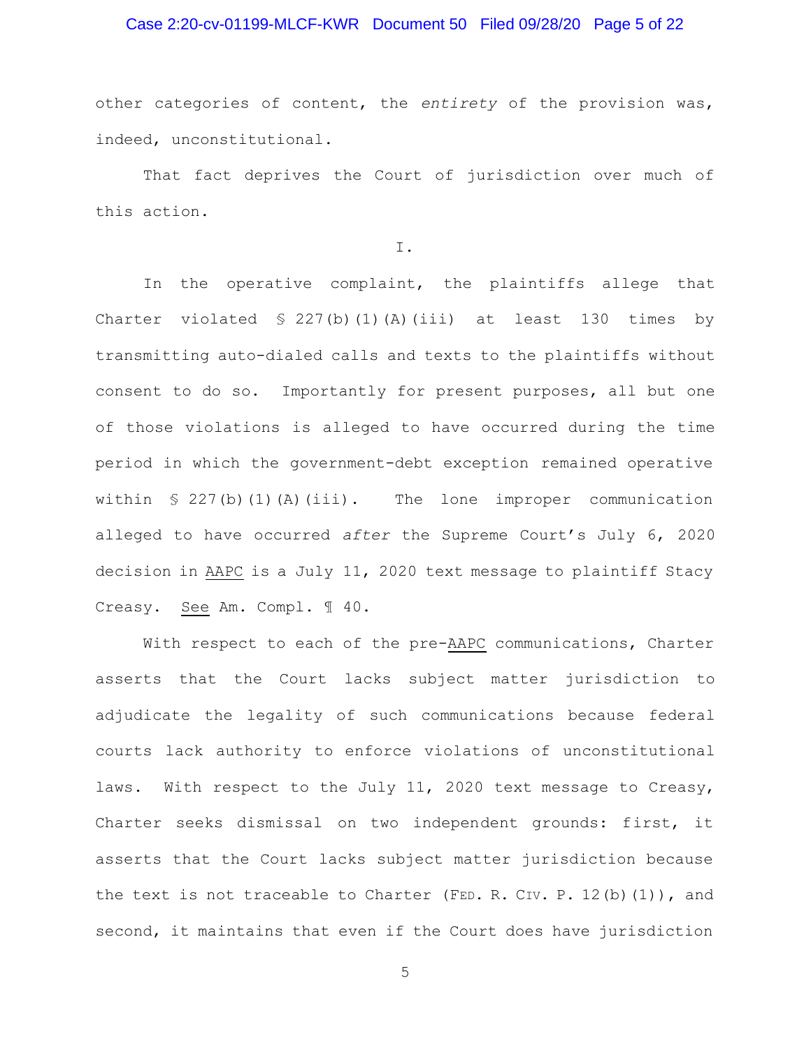other categories of content, the *entirety* of the provision was, indeed, unconstitutional.

That fact deprives the Court of jurisdiction over much of this action.

I.

In the operative complaint, the plaintiffs allege that Charter violated § 227(b)(1)(A)(iii) at least 130 times by transmitting auto-dialed calls and texts to the plaintiffs without consent to do so. Importantly for present purposes, all but one of those violations is alleged to have occurred during the time period in which the government-debt exception remained operative within § 227(b)(1)(A)(iii). The lone improper communication alleged to have occurred *after* the Supreme Court's July 6, 2020 decision in AAPC is a July 11, 2020 text message to plaintiff Stacy Creasy. See Am. Compl. ¶ 40.

With respect to each of the pre-AAPC communications, Charter asserts that the Court lacks subject matter jurisdiction to adjudicate the legality of such communications because federal courts lack authority to enforce violations of unconstitutional laws. With respect to the July 11, 2020 text message to Creasy, Charter seeks dismissal on two independent grounds: first, it asserts that the Court lacks subject matter jurisdiction because the text is not traceable to Charter (FED. R. CIV. P. 12(b)(1)), and second, it maintains that even if the Court does have jurisdiction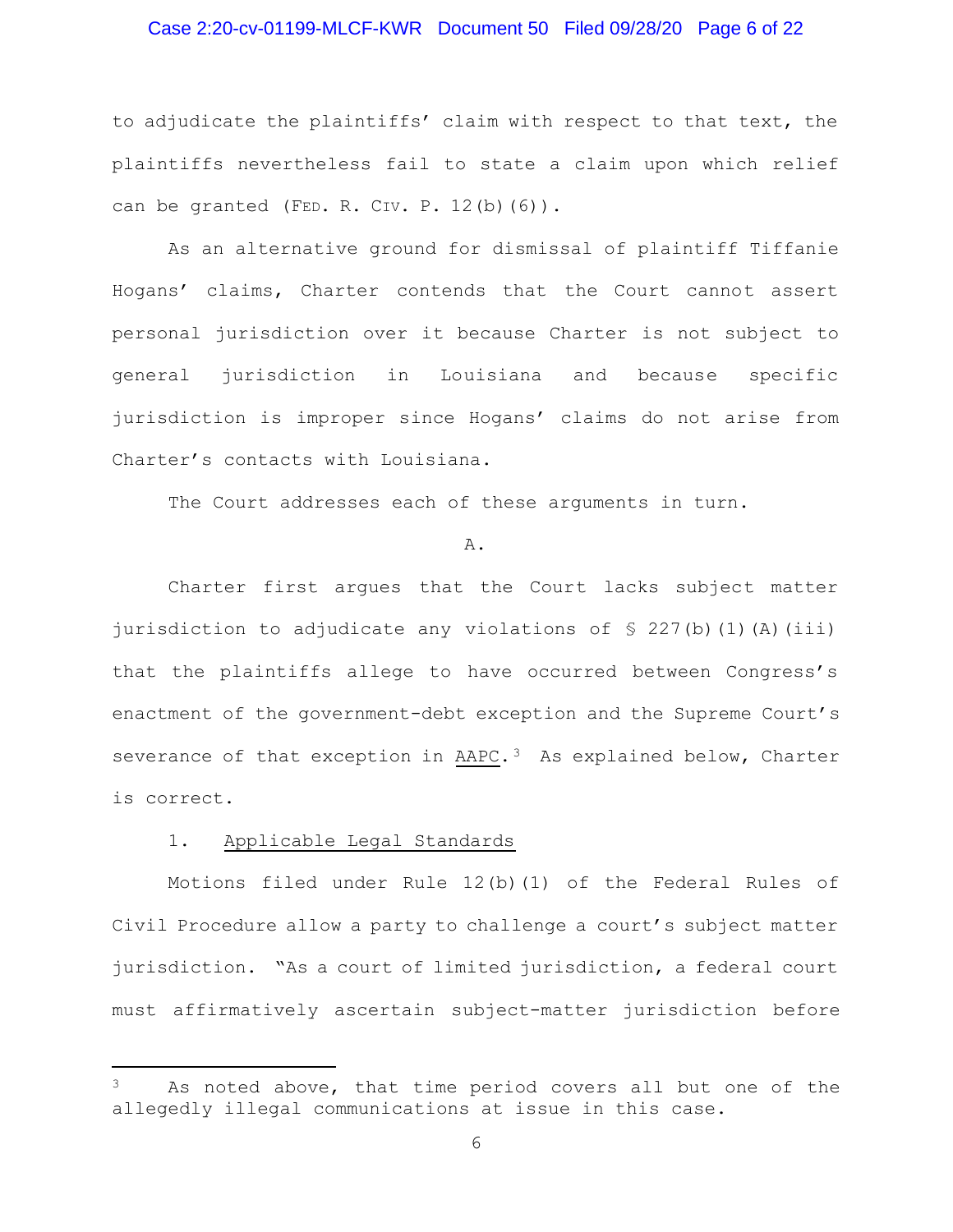to adjudicate the plaintiffs' claim with respect to that text, the plaintiffs nevertheless fail to state a claim upon which relief can be granted (FED. R. CIV. P. 12(b)(6)).

As an alternative ground for dismissal of plaintiff Tiffanie Hogans' claims, Charter contends that the Court cannot assert personal jurisdiction over it because Charter is not subject to general jurisdiction in Louisiana and because specific jurisdiction is improper since Hogans' claims do not arise from Charter's contacts with Louisiana.

The Court addresses each of these arguments in turn.

A.

Charter first argues that the Court lacks subject matter jurisdiction to adjudicate any violations of § 227(b)(1)(A)(iii) that the plaintiffs allege to have occurred between Congress's enactment of the government-debt exception and the Supreme Court's severance of that exception in <u>AAPC</u>.[3] As explained below, Charter is correct.

1. <u>Applicable Legal Standards</u>

Motions filed under Rule 12(b)(1) of the Federal Rules of Civil Procedure allow a party to challenge a court's subject matter jurisdiction. "As a court of limited jurisdiction, a federal court must affirmatively ascertain subject-matter jurisdiction before

---

[3] As noted above, that time period covers all but one of the allegedly illegal communications at issue in this case.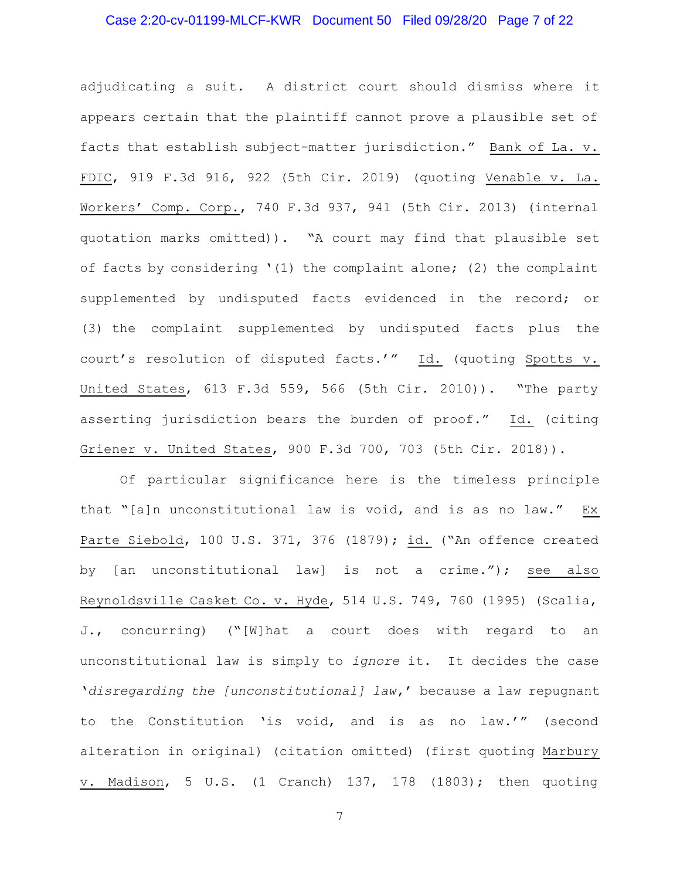adjudicating a suit. A district court should dismiss where it appears certain that the plaintiff cannot prove a plausible set of facts that establish subject-matter jurisdiction." Bank of La. v. FDIC, 919 F.3d 916, 922 (5th Cir. 2019) (quoting Venable v. La. Workers' Comp. Corp., 740 F.3d 937, 941 (5th Cir. 2013) (internal quotation marks omitted)). "A court may find that plausible set of facts by considering '(1) the complaint alone; (2) the complaint supplemented by undisputed facts evidenced in the record; or (3) the complaint supplemented by undisputed facts plus the court's resolution of disputed facts.'" Id. (quoting Spotts v. United States, 613 F.3d 559, 566 (5th Cir. 2010)). "The party asserting jurisdiction bears the burden of proof." Id. (citing Griener v. United States, 900 F.3d 700, 703 (5th Cir. 2018)).

Of particular significance here is the timeless principle that "[a]n unconstitutional law is void, and is as no law." Ex Parte Siebold, 100 U.S. 371, 376 (1879); id. ("An offence created by [an unconstitutional law] is not a crime."); see also Reynoldsville Casket Co. v. Hyde, 514 U.S. 749, 760 (1995) (Scalia, J., concurring) ("[W]hat a court does with regard to an unconstitutional law is simply to *ignore* it. It decides the case '*disregarding the [unconstitutional] law*,' because a law repugnant to the Constitution 'is void, and is as no law.'" (second alteration in original) (citation omitted) (first quoting Marbury v. Madison, 5 U.S. (1 Cranch) 137, 178 (1803); then quoting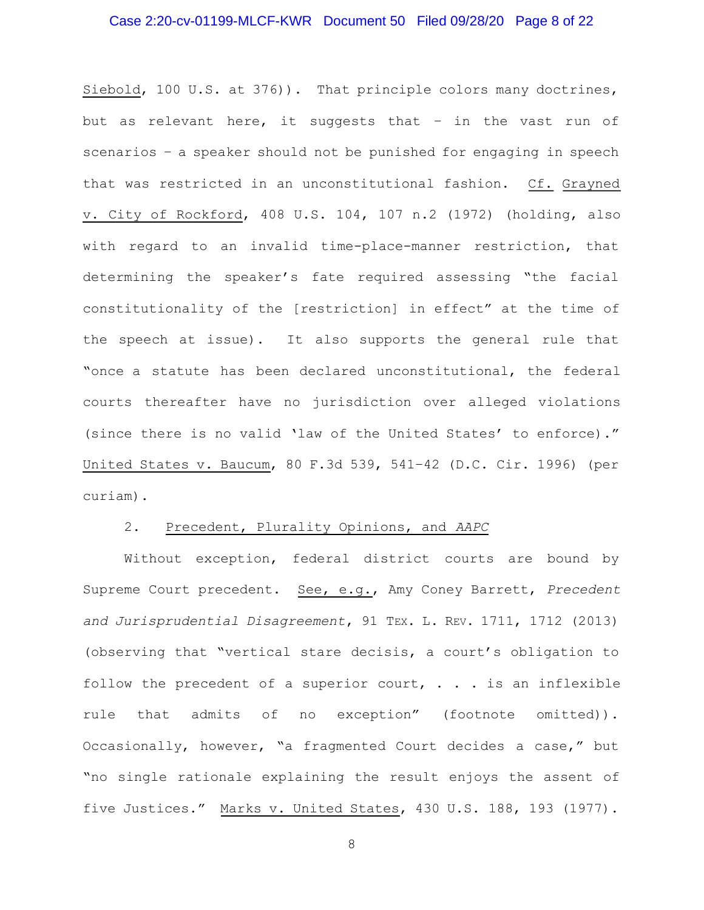Siebold, 100 U.S. at 376)). That principle colors many doctrines, but as relevant here, it suggests that – in the vast run of scenarios – a speaker should not be punished for engaging in speech that was restricted in an unconstitutional fashion. Cf. Grayned v. City of Rockford, 408 U.S. 104, 107 n.2 (1972) (holding, also with regard to an invalid time-place-manner restriction, that determining the speaker's fate required assessing "the facial constitutionality of the [restriction] in effect" at the time of the speech at issue). It also supports the general rule that "once a statute has been declared unconstitutional, the federal courts thereafter have no jurisdiction over alleged violations (since there is no valid 'law of the United States' to enforce)." United States v. Baucum, 80 F.3d 539, 541–42 (D.C. Cir. 1996) (per curiam).

2. Precedent, Plurality Opinions, and *AAPC*

Without exception, federal district courts are bound by Supreme Court precedent. See, e.g., Amy Coney Barrett, *Precedent and Jurisprudential Disagreement*, 91 TEX. L. REV. 1711, 1712 (2013) (observing that "vertical stare decisis, a court's obligation to follow the precedent of a superior court, . . . is an inflexible rule that admits of no exception" (footnote omitted)). Occasionally, however, "a fragmented Court decides a case," but "no single rationale explaining the result enjoys the assent of five Justices." Marks v. United States, 430 U.S. 188, 193 (1977).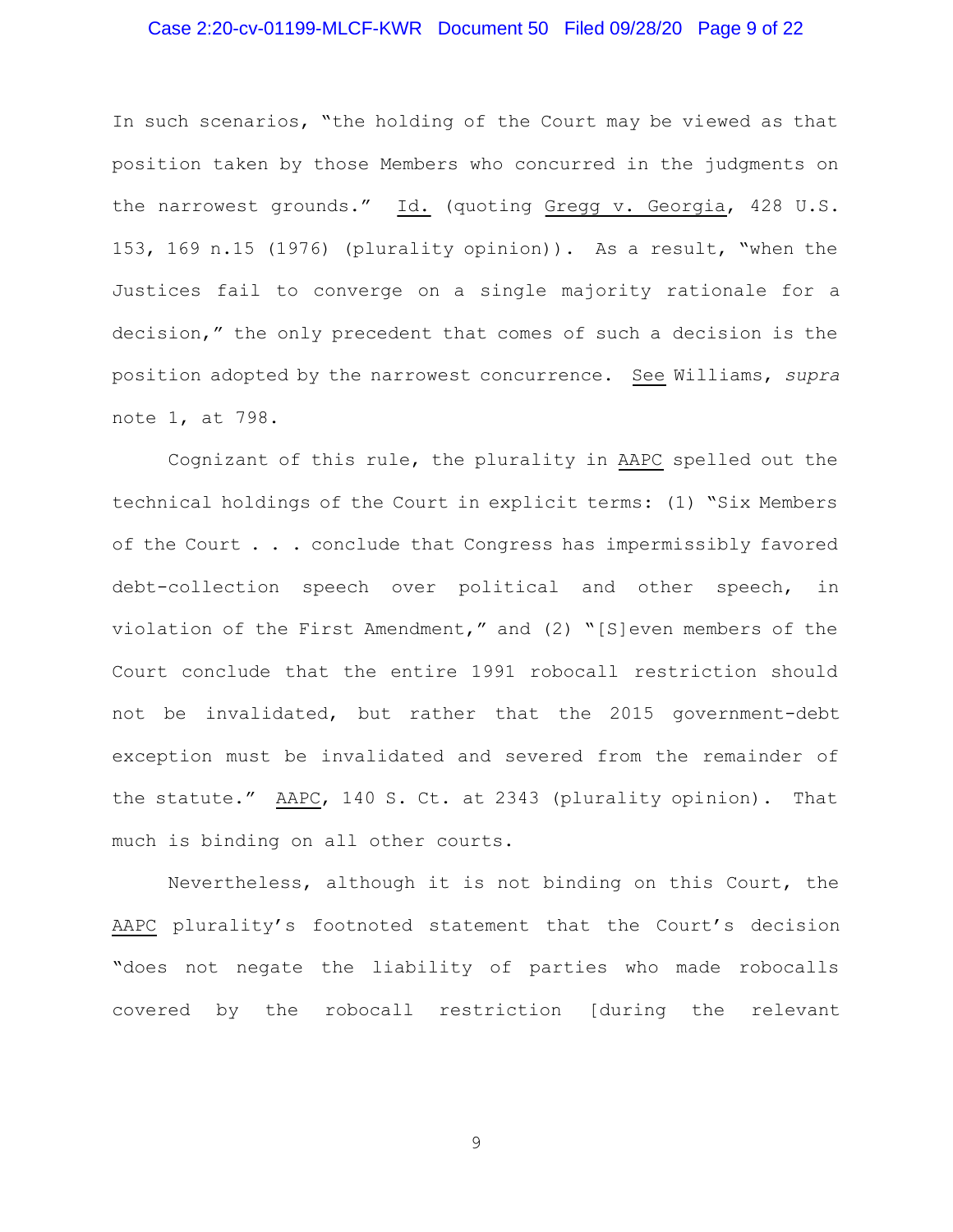In such scenarios, "the holding of the Court may be viewed as that position taken by those Members who concurred in the judgments on the narrowest grounds." Id. (quoting Gregg v. Georgia, 428 U.S. 153, 169 n.15 (1976) (plurality opinion)). As a result, "when the Justices fail to converge on a single majority rationale for a decision," the only precedent that comes of such a decision is the position adopted by the narrowest concurrence. See Williams, *supra* note 1, at 798.

Cognizant of this rule, the plurality in AAPC spelled out the technical holdings of the Court in explicit terms: (1) "Six Members of the Court . . . conclude that Congress has impermissibly favored debt-collection speech over political and other speech, in violation of the First Amendment," and (2) "[S]even members of the Court conclude that the entire 1991 robocall restriction should not be invalidated, but rather that the 2015 government-debt exception must be invalidated and severed from the remainder of the statute." AAPC, 140 S. Ct. at 2343 (plurality opinion). That much is binding on all other courts.

Nevertheless, although it is not binding on this Court, the AAPC plurality's footnoted statement that the Court's decision "does not negate the liability of parties who made robocalls covered by the robocall restriction [during the relevant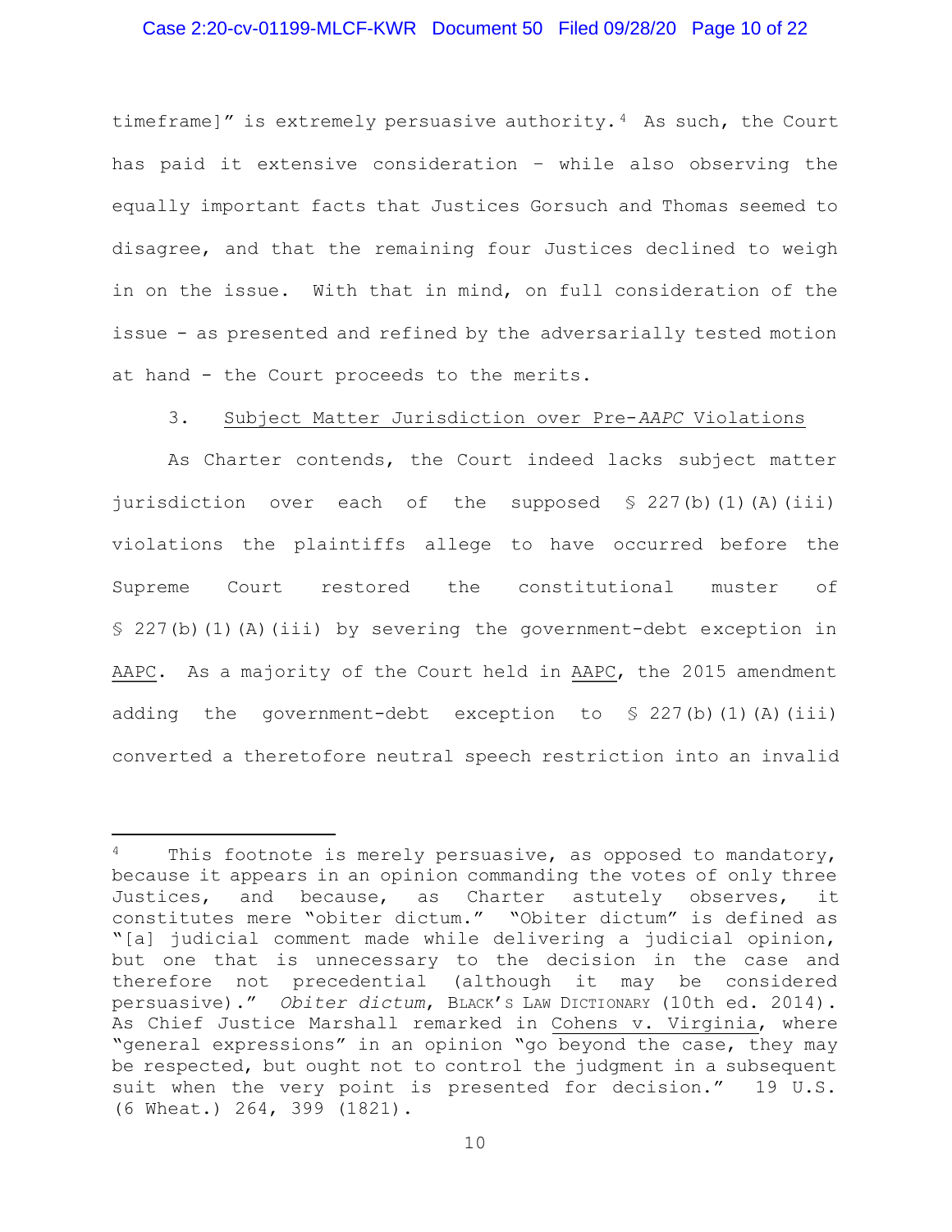timeframe]" is extremely persuasive authority.[4] As such, the Court has paid it extensive consideration – while also observing the equally important facts that Justices Gorsuch and Thomas seemed to disagree, and that the remaining four Justices declined to weigh in on the issue. With that in mind, on full consideration of the issue - as presented and refined by the adversarially tested motion at hand - the Court proceeds to the merits.

### 3. Subject Matter Jurisdiction over Pre-*AAPC* Violations

As Charter contends, the Court indeed lacks subject matter jurisdiction over each of the supposed § 227(b)(1)(A)(iii) violations the plaintiffs allege to have occurred before the Supreme Court restored the constitutional muster of § 227(b)(1)(A)(iii) by severing the government-debt exception in AAPC. As a majority of the Court held in AAPC, the 2015 amendment adding the government-debt exception to § 227(b)(1)(A)(iii) converted a theretofore neutral speech restriction into an invalid

---

[4] This footnote is merely persuasive, as opposed to mandatory, because it appears in an opinion commanding the votes of only three Justices, and because, as Charter astutely observes, it constitutes mere "obiter dictum." "Obiter dictum" is defined as "[a] judicial comment made while delivering a judicial opinion, but one that is unnecessary to the decision in the case and therefore not precedential (although it may be considered persuasive)." *Obiter dictum*, BLACK'S LAW DICTIONARY (10th ed. 2014). As Chief Justice Marshall remarked in Cohens v. Virginia, where "general expressions" in an opinion "go beyond the case, they may be respected, but ought not to control the judgment in a subsequent suit when the very point is presented for decision." 19 U.S. (6 Wheat.) 264, 399 (1821).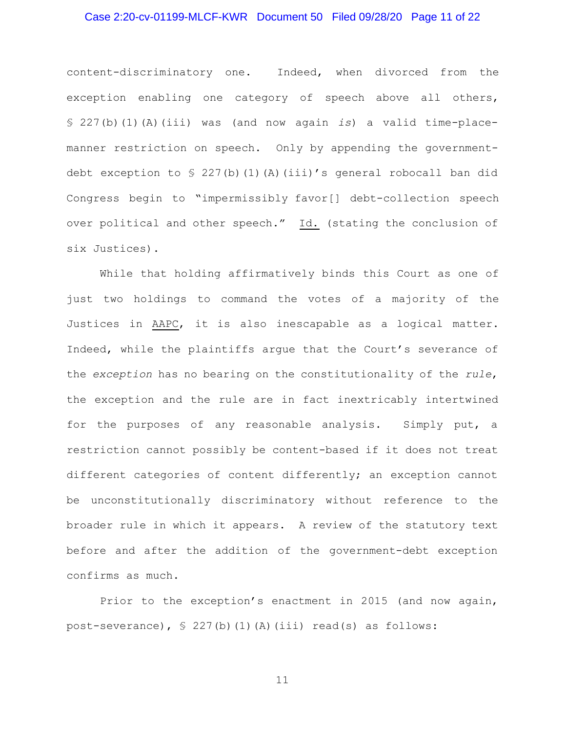content-discriminatory one. Indeed, when divorced from the exception enabling one category of speech above all others, § 227(b)(1)(A)(iii) was (and now again *is*) a valid time-place-manner restriction on speech. Only by appending the government-debt exception to § 227(b)(1)(A)(iii)'s general robocall ban did Congress begin to "impermissibly favor[] debt-collection speech over political and other speech." Id. (stating the conclusion of six Justices).

While that holding affirmatively binds this Court as one of just two holdings to command the votes of a majority of the Justices in AAPC, it is also inescapable as a logical matter. Indeed, while the plaintiffs argue that the Court's severance of the *exception* has no bearing on the constitutionality of the *rule*, the exception and the rule are in fact inextricably intertwined for the purposes of any reasonable analysis. Simply put, a restriction cannot possibly be content-based if it does not treat different categories of content differently; an exception cannot be unconstitutionally discriminatory without reference to the broader rule in which it appears. A review of the statutory text before and after the addition of the government-debt exception confirms as much.

Prior to the exception's enactment in 2015 (and now again, post-severance), § 227(b)(1)(A)(iii) read(s) as follows: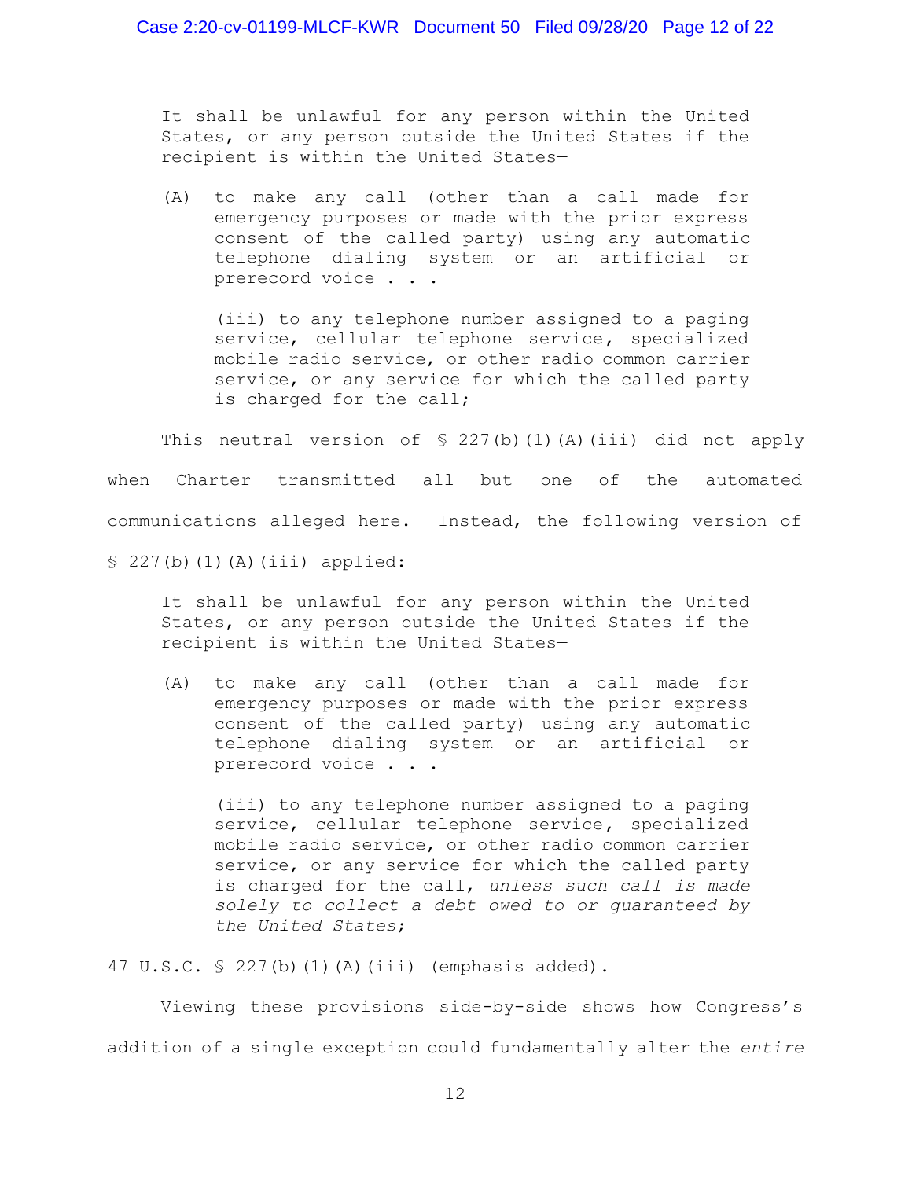> It shall be unlawful for any person within the United States, or any person outside the United States if the recipient is within the United States—
>
> (A) to make any call (other than a call made for emergency purposes or made with the prior express consent of the called party) using any automatic telephone dialing system or an artificial or prerecord voice . . .
>
> (iii) to any telephone number assigned to a paging service, cellular telephone service, specialized mobile radio service, or other radio common carrier service, or any service for which the called party is charged for the call;

This neutral version of § 227(b)(1)(A)(iii) did not apply when Charter transmitted all but one of the automated communications alleged here. Instead, the following version of § 227(b)(1)(A)(iii) applied:

> It shall be unlawful for any person within the United States, or any person outside the United States if the recipient is within the United States—
>
> (A) to make any call (other than a call made for emergency purposes or made with the prior express consent of the called party) using any automatic telephone dialing system or an artificial or prerecord voice . . .
>
> (iii) to any telephone number assigned to a paging service, cellular telephone service, specialized mobile radio service, or other radio common carrier service, or any service for which the called party is charged for the call, *unless such call is made solely to collect a debt owed to or guaranteed by the United States*;

47 U.S.C. § 227(b)(1)(A)(iii) (emphasis added).

Viewing these provisions side-by-side shows how Congress's addition of a single exception could fundamentally alter the *entire*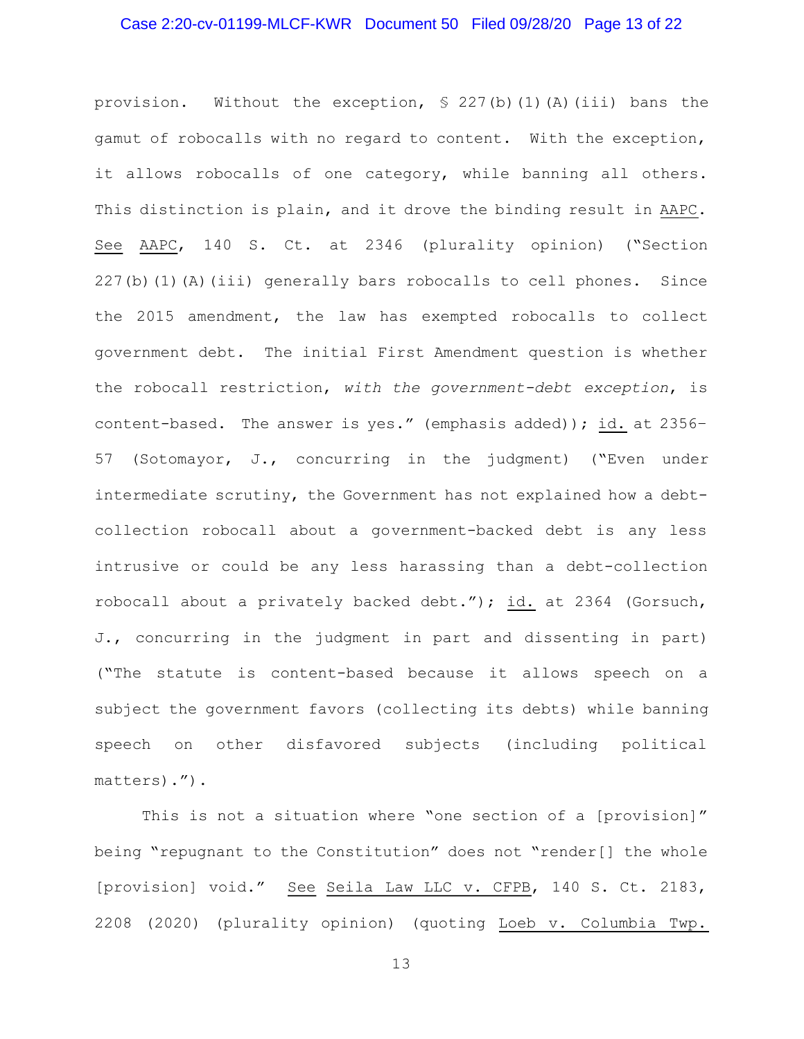provision. Without the exception, § 227(b)(1)(A)(iii) bans the gamut of robocalls with no regard to content. With the exception, it allows robocalls of one category, while banning all others. This distinction is plain, and it drove the binding result in AAPC. See AAPC, 140 S. Ct. at 2346 (plurality opinion) ("Section 227(b)(1)(A)(iii) generally bars robocalls to cell phones. Since the 2015 amendment, the law has exempted robocalls to collect government debt. The initial First Amendment question is whether the robocall restriction, *with the government-debt exception*, is content-based. The answer is yes." (emphasis added)); id. at 2356–57 (Sotomayor, J., concurring in the judgment) ("Even under intermediate scrutiny, the Government has not explained how a debt-collection robocall about a government-backed debt is any less intrusive or could be any less harassing than a debt-collection robocall about a privately backed debt."); id. at 2364 (Gorsuch, J., concurring in the judgment in part and dissenting in part) ("The statute is content-based because it allows speech on a subject the government favors (collecting its debts) while banning speech on other disfavored subjects (including political matters).").

This is not a situation where "one section of a [provision]" being "repugnant to the Constitution" does not "render[] the whole [provision] void." See Seila Law LLC v. CFPB, 140 S. Ct. 2183, 2208 (2020) (plurality opinion) (quoting Loeb v. Columbia Twp.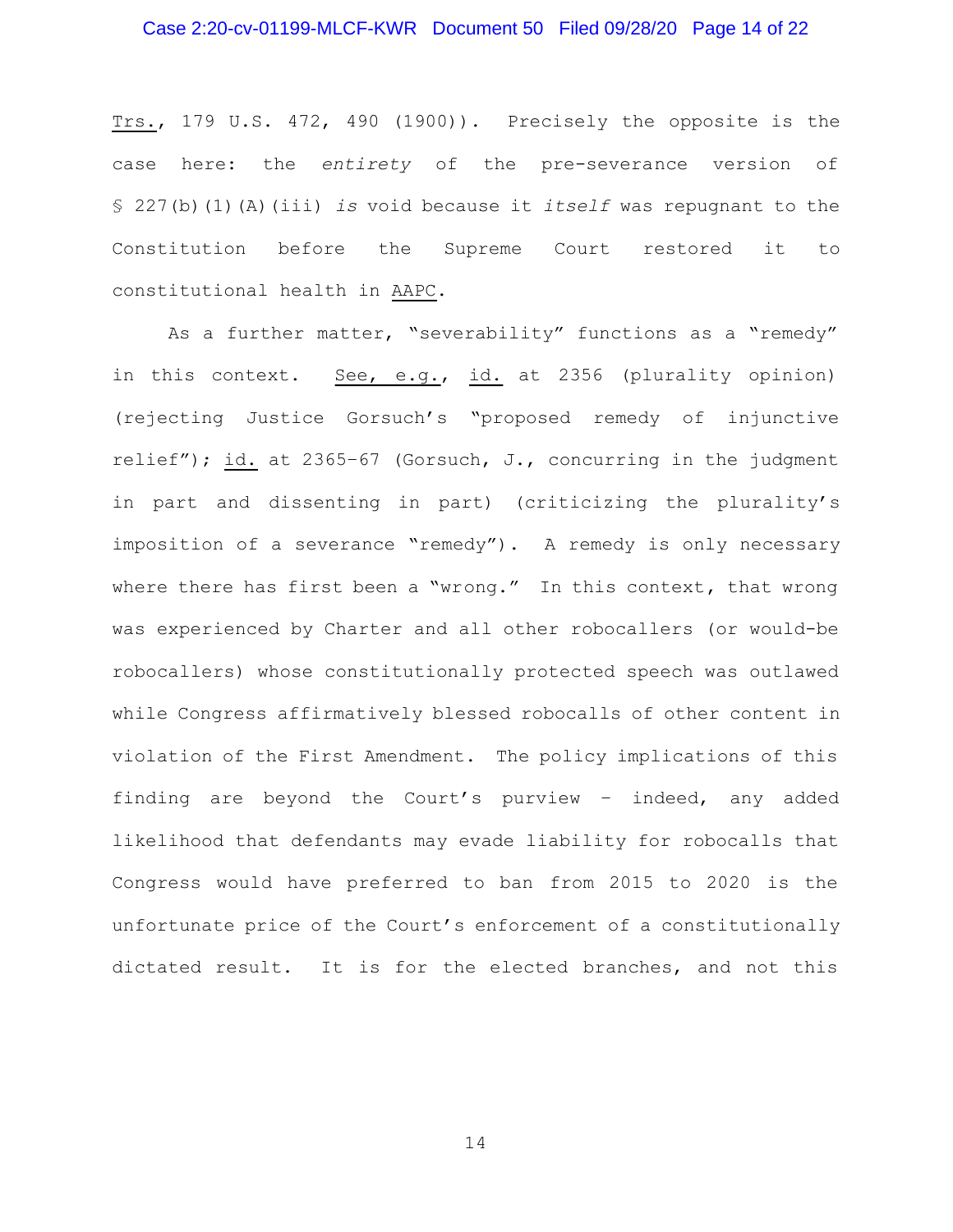Trs., 179 U.S. 472, 490 (1900)). Precisely the opposite is the case here: the *entirety* of the pre-severance version of § 227(b)(1)(A)(iii) *is* void because it *itself* was repugnant to the Constitution before the Supreme Court restored it to constitutional health in AAPC.

As a further matter, "severability" functions as a "remedy" in this context. See, e.g., id. at 2356 (plurality opinion) (rejecting Justice Gorsuch's "proposed remedy of injunctive relief"); id. at 2365–67 (Gorsuch, J., concurring in the judgment in part and dissenting in part) (criticizing the plurality's imposition of a severance "remedy"). A remedy is only necessary where there has first been a "wrong." In this context, that wrong was experienced by Charter and all other robocallers (or would-be robocallers) whose constitutionally protected speech was outlawed while Congress affirmatively blessed robocalls of other content in violation of the First Amendment. The policy implications of this finding are beyond the Court's purview – indeed, any added likelihood that defendants may evade liability for robocalls that Congress would have preferred to ban from 2015 to 2020 is the unfortunate price of the Court's enforcement of a constitutionally dictated result. It is for the elected branches, and not this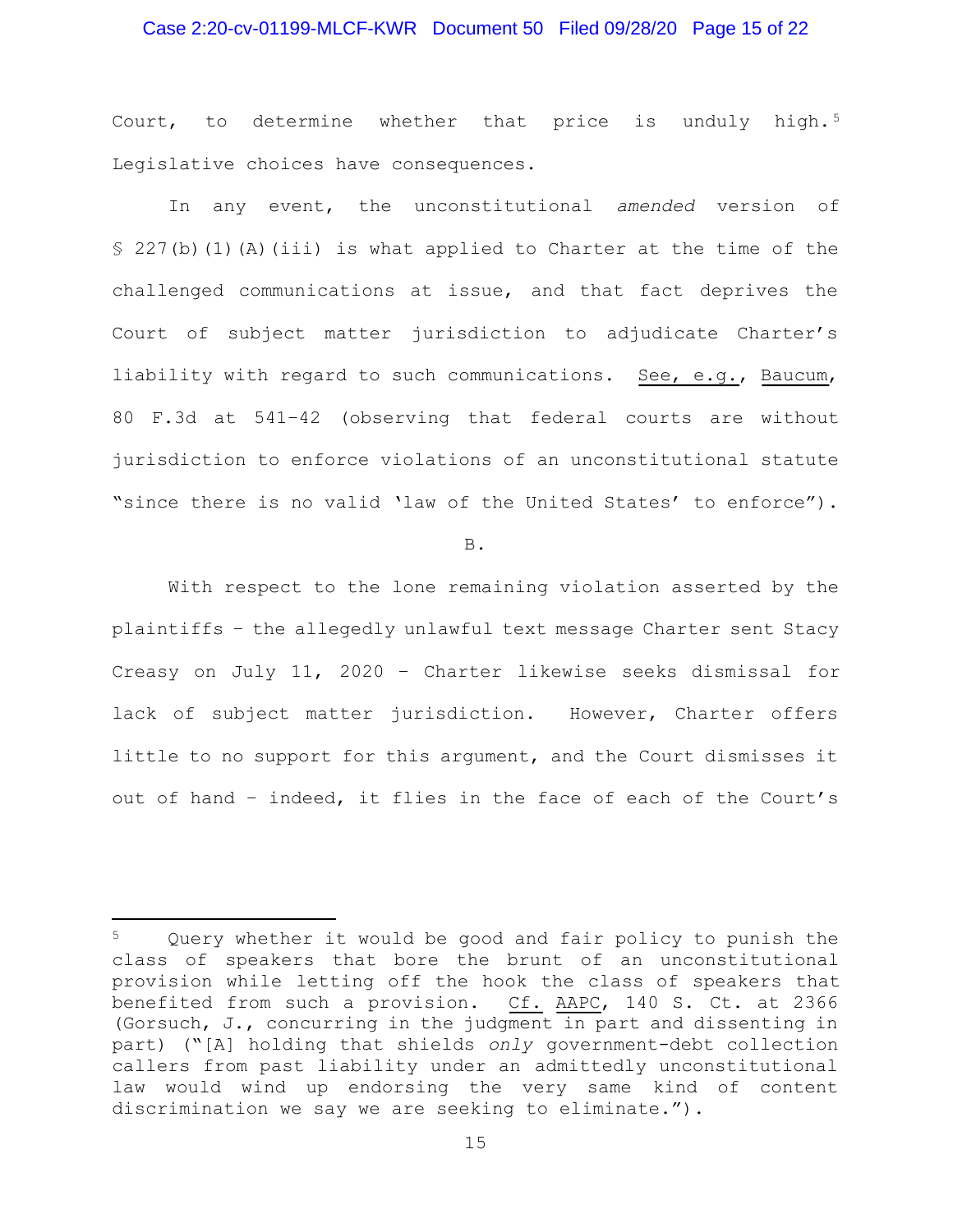Court, to determine whether that price is unduly high.[5] Legislative choices have consequences.

In any event, the unconstitutional *amended* version of § 227(b)(1)(A)(iii) is what applied to Charter at the time of the challenged communications at issue, and that fact deprives the Court of subject matter jurisdiction to adjudicate Charter's liability with regard to such communications. See, e.g., Baucum, 80 F.3d at 541–42 (observing that federal courts are without jurisdiction to enforce violations of an unconstitutional statute "since there is no valid 'law of the United States' to enforce").

B.

With respect to the lone remaining violation asserted by the plaintiffs – the allegedly unlawful text message Charter sent Stacy Creasy on July 11, 2020 – Charter likewise seeks dismissal for lack of subject matter jurisdiction. However, Charter offers little to no support for this argument, and the Court dismisses it out of hand – indeed, it flies in the face of each of the Court's

---

[5] Query whether it would be good and fair policy to punish the class of speakers that bore the brunt of an unconstitutional provision while letting off the hook the class of speakers that benefited from such a provision. Cf. AAPC, 140 S. Ct. at 2366 (Gorsuch, J., concurring in the judgment in part and dissenting in part) ("[A] holding that shields *only* government-debt collection callers from past liability under an admittedly unconstitutional law would wind up endorsing the very same kind of content discrimination we say we are seeking to eliminate.").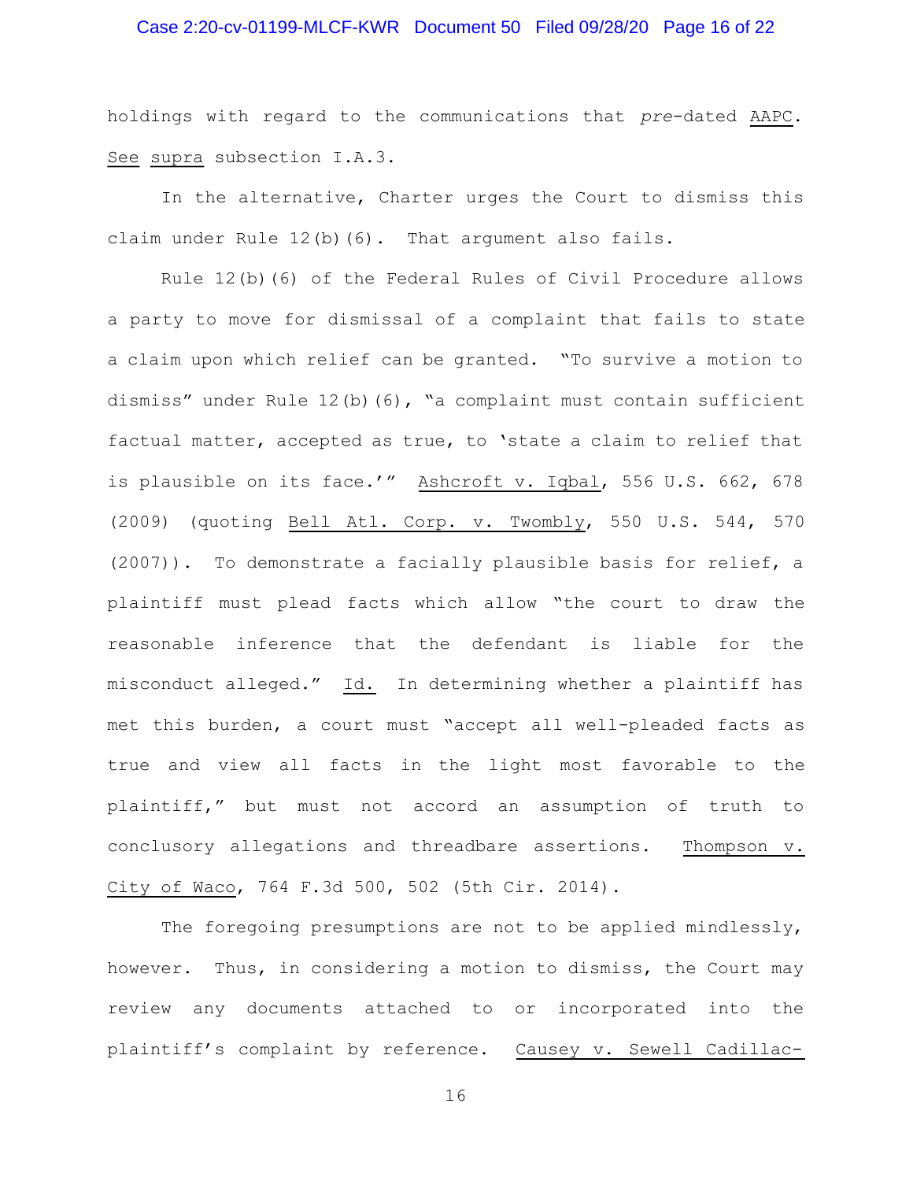holdings with regard to the communications that *pre*-dated AAPC. See supra subsection I.A.3.

In the alternative, Charter urges the Court to dismiss this claim under Rule 12(b)(6). That argument also fails.

Rule 12(b)(6) of the Federal Rules of Civil Procedure allows a party to move for dismissal of a complaint that fails to state a claim upon which relief can be granted. "To survive a motion to dismiss" under Rule 12(b)(6), "a complaint must contain sufficient factual matter, accepted as true, to 'state a claim to relief that is plausible on its face.'" Ashcroft v. Iqbal, 556 U.S. 662, 678 (2009) (quoting Bell Atl. Corp. v. Twombly, 550 U.S. 544, 570 (2007)). To demonstrate a facially plausible basis for relief, a plaintiff must plead facts which allow "the court to draw the reasonable inference that the defendant is liable for the misconduct alleged." Id. In determining whether a plaintiff has met this burden, a court must "accept all well-pleaded facts as true and view all facts in the light most favorable to the plaintiff," but must not accord an assumption of truth to conclusory allegations and threadbare assertions. Thompson v. City of Waco, 764 F.3d 500, 502 (5th Cir. 2014).

The foregoing presumptions are not to be applied mindlessly, however. Thus, in considering a motion to dismiss, the Court may review any documents attached to or incorporated into the plaintiff's complaint by reference. Causey v. Sewell Cadillac-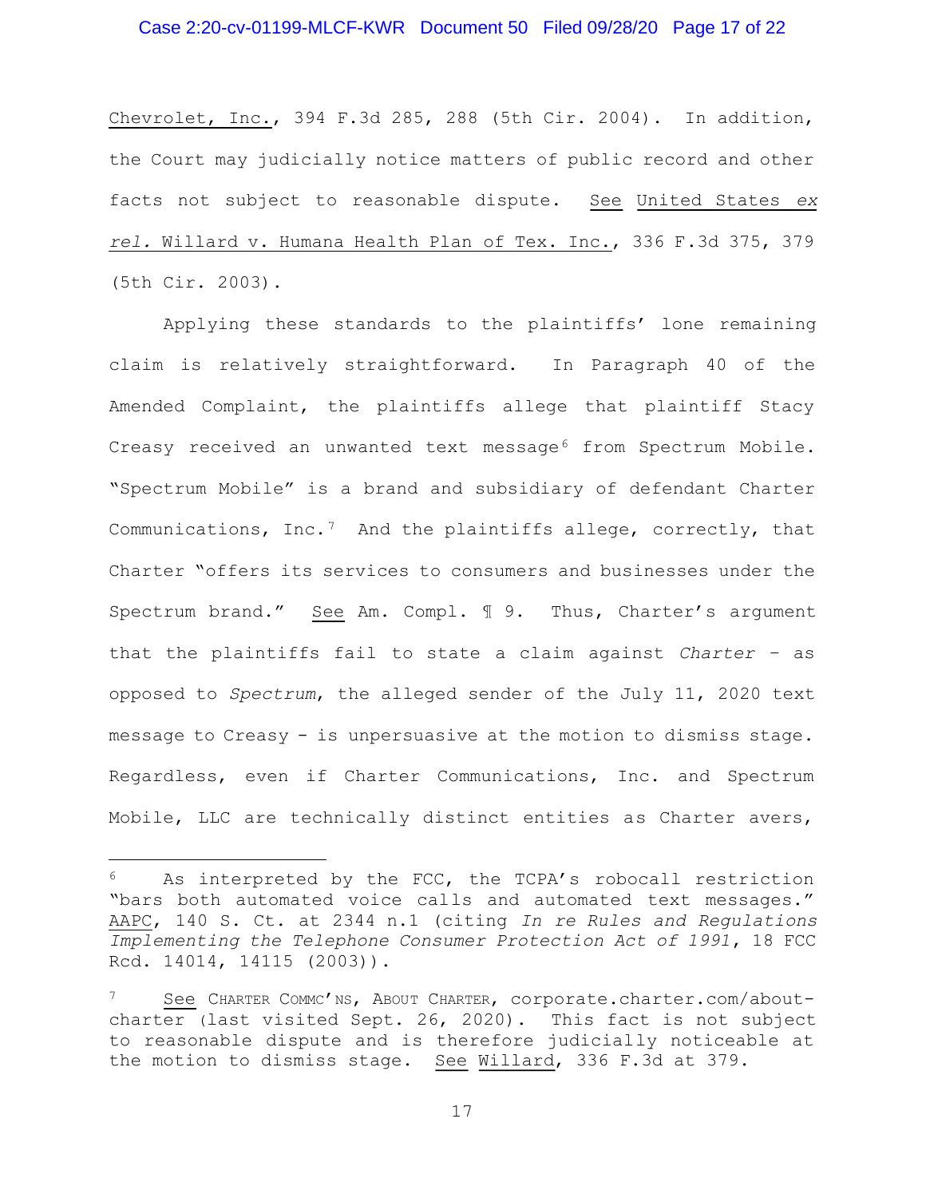Chevrolet, Inc., 394 F.3d 285, 288 (5th Cir. 2004). In addition, the Court may judicially notice matters of public record and other facts not subject to reasonable dispute. See United States *ex rel.* Willard v. Humana Health Plan of Tex. Inc., 336 F.3d 375, 379 (5th Cir. 2003).

Applying these standards to the plaintiffs' lone remaining claim is relatively straightforward. In Paragraph 40 of the Amended Complaint, the plaintiffs allege that plaintiff Stacy Creasy received an unwanted text message[6] from Spectrum Mobile. "Spectrum Mobile" is a brand and subsidiary of defendant Charter Communications, Inc.[7] And the plaintiffs allege, correctly, that Charter "offers its services to consumers and businesses under the Spectrum brand." See Am. Compl. ¶ 9. Thus, Charter's argument that the plaintiffs fail to state a claim against *Charter* – as opposed to *Spectrum*, the alleged sender of the July 11, 2020 text message to Creasy - is unpersuasive at the motion to dismiss stage. Regardless, even if Charter Communications, Inc. and Spectrum Mobile, LLC are technically distinct entities as Charter avers,

---

[6] As interpreted by the FCC, the TCPA's robocall restriction "bars both automated voice calls and automated text messages." AAPC, 140 S. Ct. at 2344 n.1 (citing *In re Rules and Regulations Implementing the Telephone Consumer Protection Act of 1991*, 18 FCC Rcd. 14014, 14115 (2003)).

[7] See CHARTER COMMC'NS, ABOUT CHARTER, corporate.charter.com/about-charter (last visited Sept. 26, 2020). This fact is not subject to reasonable dispute and is therefore judicially noticeable at the motion to dismiss stage. See Willard, 336 F.3d at 379.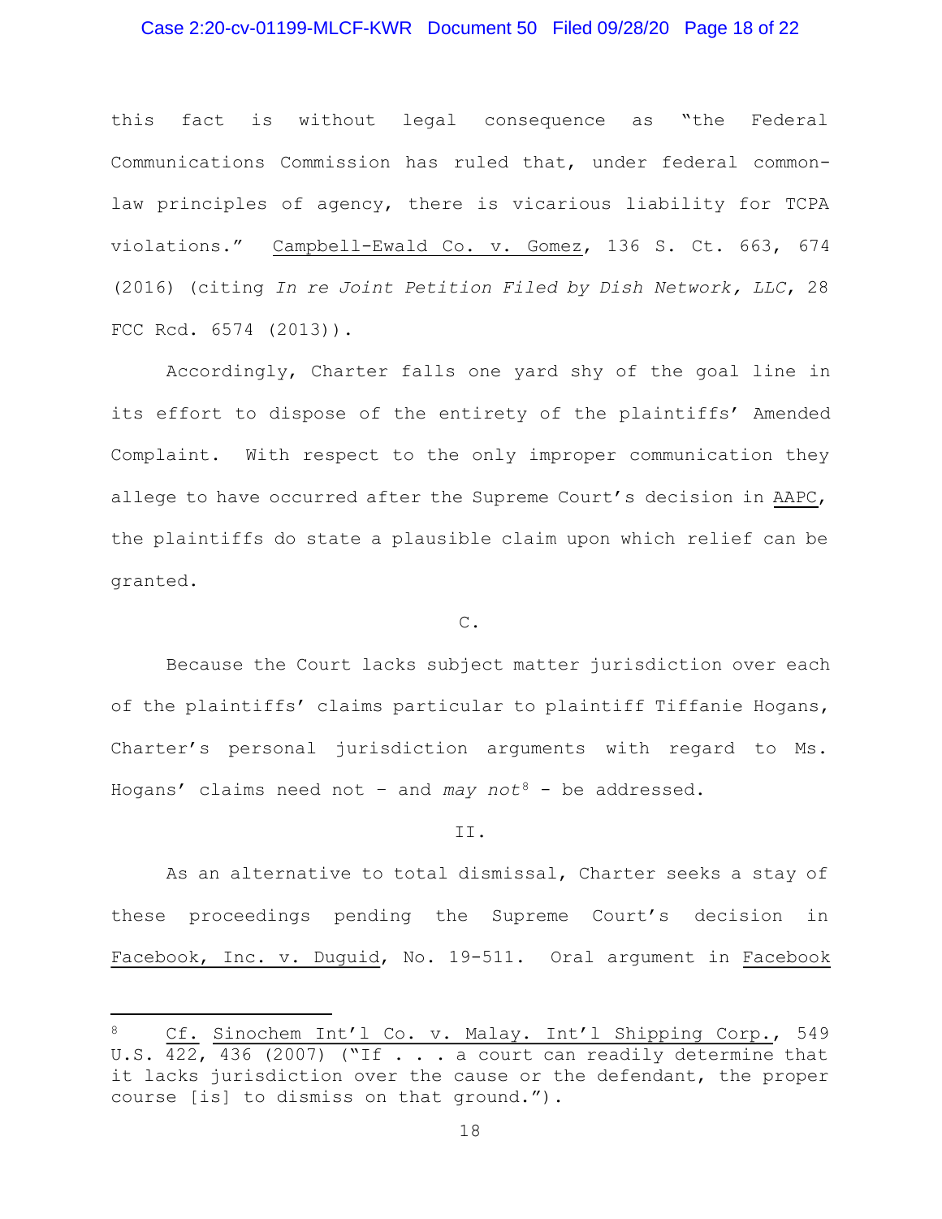this fact is without legal consequence as "the Federal Communications Commission has ruled that, under federal common-law principles of agency, there is vicarious liability for TCPA violations." Campbell-Ewald Co. v. Gomez, 136 S. Ct. 663, 674 (2016) (citing *In re Joint Petition Filed by Dish Network, LLC*, 28 FCC Rcd. 6574 (2013)).

Accordingly, Charter falls one yard shy of the goal line in its effort to dispose of the entirety of the plaintiffs' Amended Complaint. With respect to the only improper communication they allege to have occurred after the Supreme Court's decision in AAPC, the plaintiffs do state a plausible claim upon which relief can be granted.

C.

Because the Court lacks subject matter jurisdiction over each of the plaintiffs' claims particular to plaintiff Tiffanie Hogans, Charter's personal jurisdiction arguments with regard to Ms. Hogans' claims need not – and *may not*[8] – be addressed.

II.

As an alternative to total dismissal, Charter seeks a stay of these proceedings pending the Supreme Court's decision in Facebook, Inc. v. Duguid, No. 19-511. Oral argument in Facebook

---

[8] Cf. Sinochem Int'l Co. v. Malay. Int'l Shipping Corp., 549 U.S. 422, 436 (2007) ("If . . . a court can readily determine that it lacks jurisdiction over the cause or the defendant, the proper course [is] to dismiss on that ground.").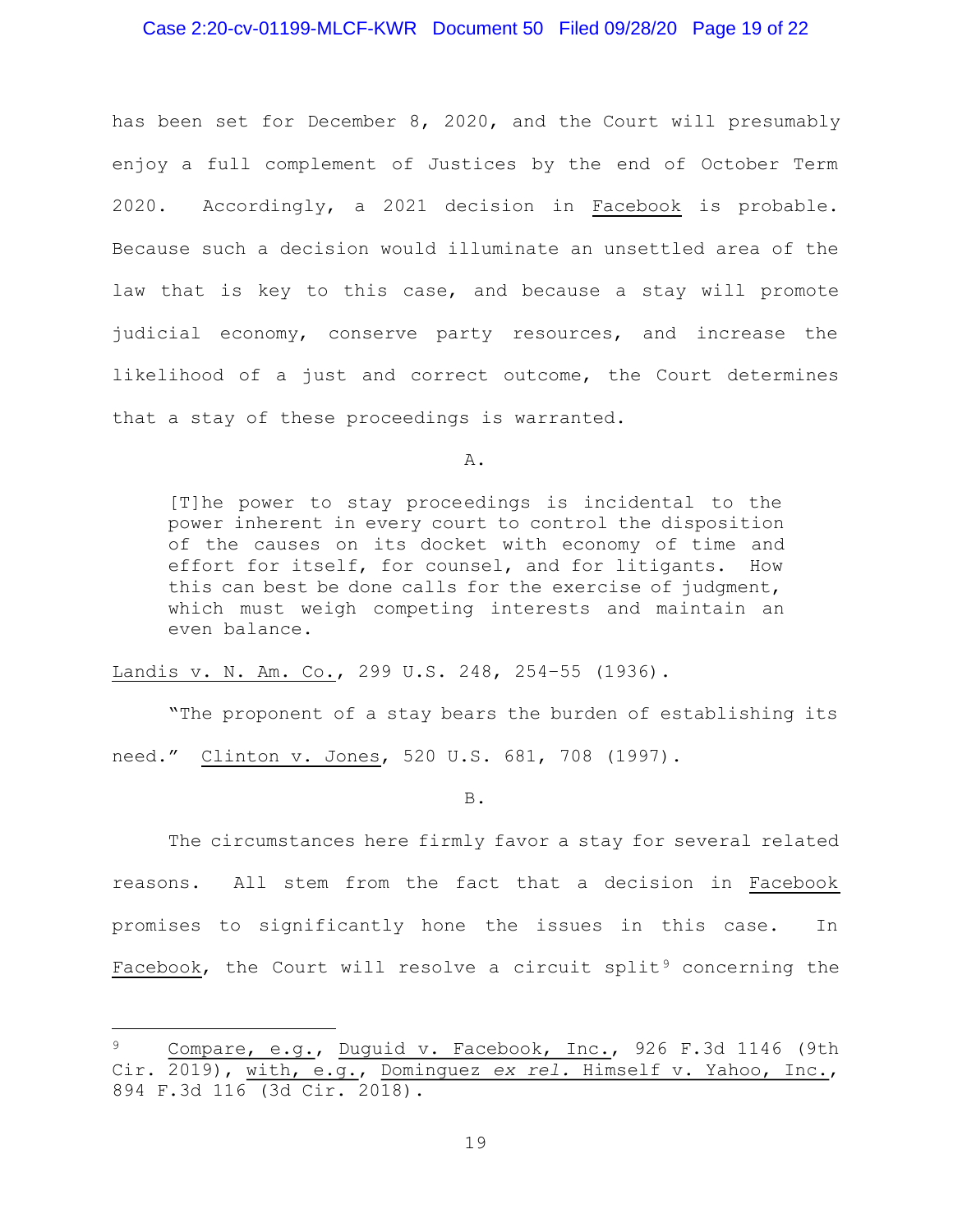has been set for December 8, 2020, and the Court will presumably enjoy a full complement of Justices by the end of October Term 2020. Accordingly, a 2021 decision in Facebook is probable. Because such a decision would illuminate an unsettled area of the law that is key to this case, and because a stay will promote judicial economy, conserve party resources, and increase the likelihood of a just and correct outcome, the Court determines that a stay of these proceedings is warranted.

A.

> [T]he power to stay proceedings is incidental to the power inherent in every court to control the disposition of the causes on its docket with economy of time and effort for itself, for counsel, and for litigants. How this can best be done calls for the exercise of judgment, which must weigh competing interests and maintain an even balance.

Landis v. N. Am. Co., 299 U.S. 248, 254–55 (1936).

"The proponent of a stay bears the burden of establishing its need." Clinton v. Jones, 520 U.S. 681, 708 (1997).

B.

The circumstances here firmly favor a stay for several related reasons. All stem from the fact that a decision in Facebook promises to significantly hone the issues in this case. In Facebook, the Court will resolve a circuit split[9] concerning the

---

[9] Compare, e.g., Duguid v. Facebook, Inc., 926 F.3d 1146 (9th Cir. 2019), with, e.g., Dominguez *ex rel.* Himself v. Yahoo, Inc., 894 F.3d 116 (3d Cir. 2018).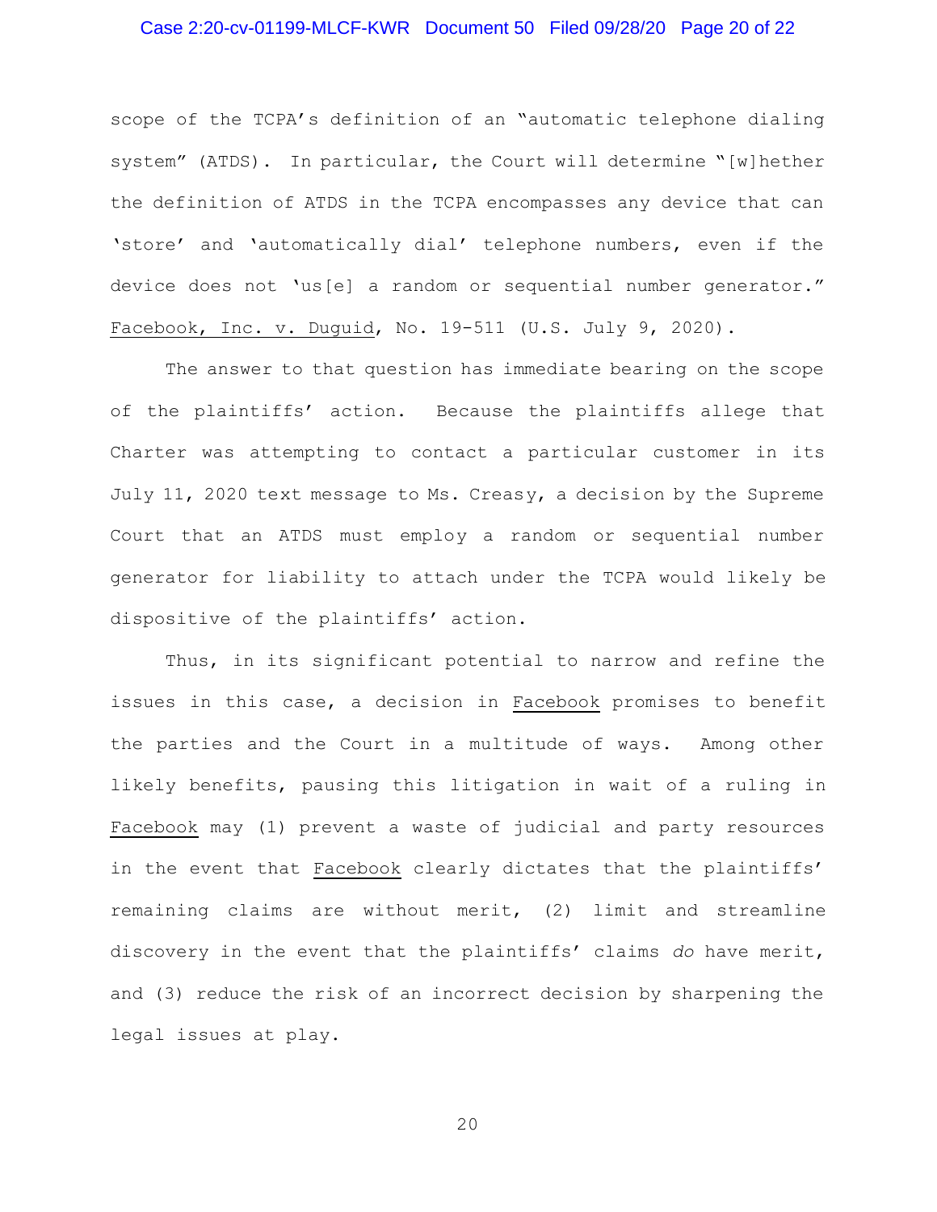scope of the TCPA's definition of an "automatic telephone dialing system" (ATDS). In particular, the Court will determine "[w]hether the definition of ATDS in the TCPA encompasses any device that can 'store' and 'automatically dial' telephone numbers, even if the device does not 'us[e] a random or sequential number generator." Facebook, Inc. v. Duguid, No. 19-511 (U.S. July 9, 2020).

The answer to that question has immediate bearing on the scope of the plaintiffs' action. Because the plaintiffs allege that Charter was attempting to contact a particular customer in its July 11, 2020 text message to Ms. Creasy, a decision by the Supreme Court that an ATDS must employ a random or sequential number generator for liability to attach under the TCPA would likely be dispositive of the plaintiffs' action.

Thus, in its significant potential to narrow and refine the issues in this case, a decision in Facebook promises to benefit the parties and the Court in a multitude of ways. Among other likely benefits, pausing this litigation in wait of a ruling in Facebook may (1) prevent a waste of judicial and party resources in the event that Facebook clearly dictates that the plaintiffs' remaining claims are without merit, (2) limit and streamline discovery in the event that the plaintiffs' claims *do* have merit, and (3) reduce the risk of an incorrect decision by sharpening the legal issues at play.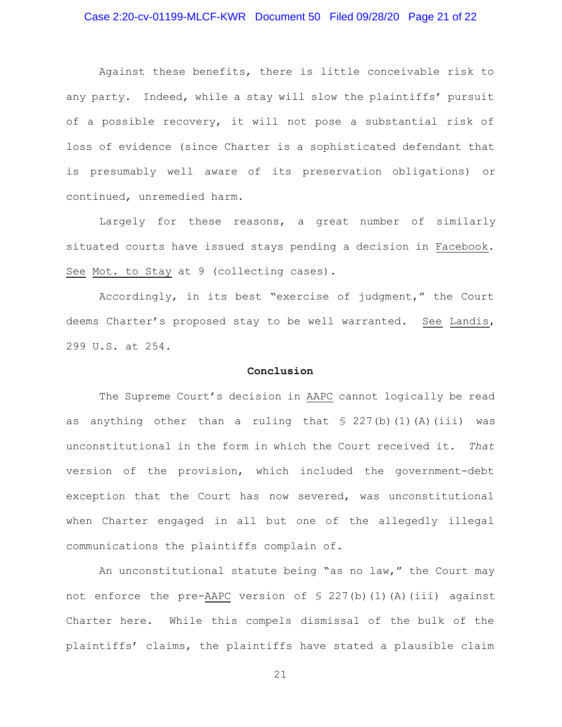Against these benefits, there is little conceivable risk to any party. Indeed, while a stay will slow the plaintiffs' pursuit of a possible recovery, it will not pose a substantial risk of loss of evidence (since Charter is a sophisticated defendant that is presumably well aware of its preservation obligations) or continued, unremedied harm.

Largely for these reasons, a great number of similarly situated courts have issued stays pending a decision in Facebook. See Mot. to Stay at 9 (collecting cases).

Accordingly, in its best "exercise of judgment," the Court deems Charter's proposed stay to be well warranted. See Landis, 299 U.S. at 254.

**Conclusion**

The Supreme Court's decision in AAPC cannot logically be read as anything other than a ruling that § 227(b)(1)(A)(iii) was unconstitutional in the form in which the Court received it. *That* version of the provision, which included the government-debt exception that the Court has now severed, was unconstitutional when Charter engaged in all but one of the allegedly illegal communications the plaintiffs complain of.

An unconstitutional statute being "as no law," the Court may not enforce the pre-AAPC version of § 227(b)(1)(A)(iii) against Charter here. While this compels dismissal of the bulk of the plaintiffs' claims, the plaintiffs have stated a plausible claim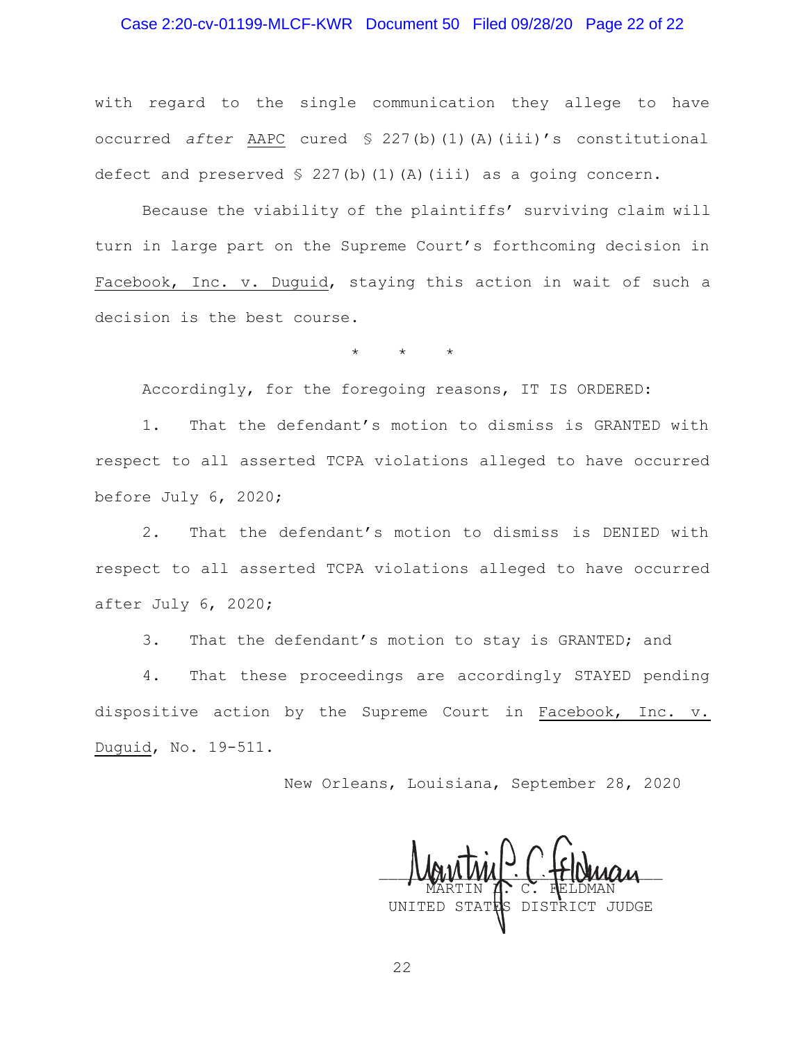with regard to the single communication they allege to have occurred *after* <u>AAPC</u> cured § 227(b)(1)(A)(iii)'s constitutional defect and preserved § 227(b)(1)(A)(iii) as a going concern.

Because the viability of the plaintiffs' surviving claim will turn in large part on the Supreme Court's forthcoming decision in <u>Facebook, Inc. v. Duguid</u>, staying this action in wait of such a decision is the best course.

\* \* \*

Accordingly, for the foregoing reasons, IT IS ORDERED:

1. That the defendant's motion to dismiss is GRANTED with respect to all asserted TCPA violations alleged to have occurred before July 6, 2020;

2. That the defendant's motion to dismiss is DENIED with respect to all asserted TCPA violations alleged to have occurred after July 6, 2020;

3. That the defendant's motion to stay is GRANTED; and

4. That these proceedings are accordingly STAYED pending dispositive action by the Supreme Court in <u>Facebook, Inc. v. Duguid</u>, No. 19-511.

New Orleans, Louisiana, September 28, 2020

MARTIN L. C. FELDMAN
UNITED STATES DISTRICT JUDGE